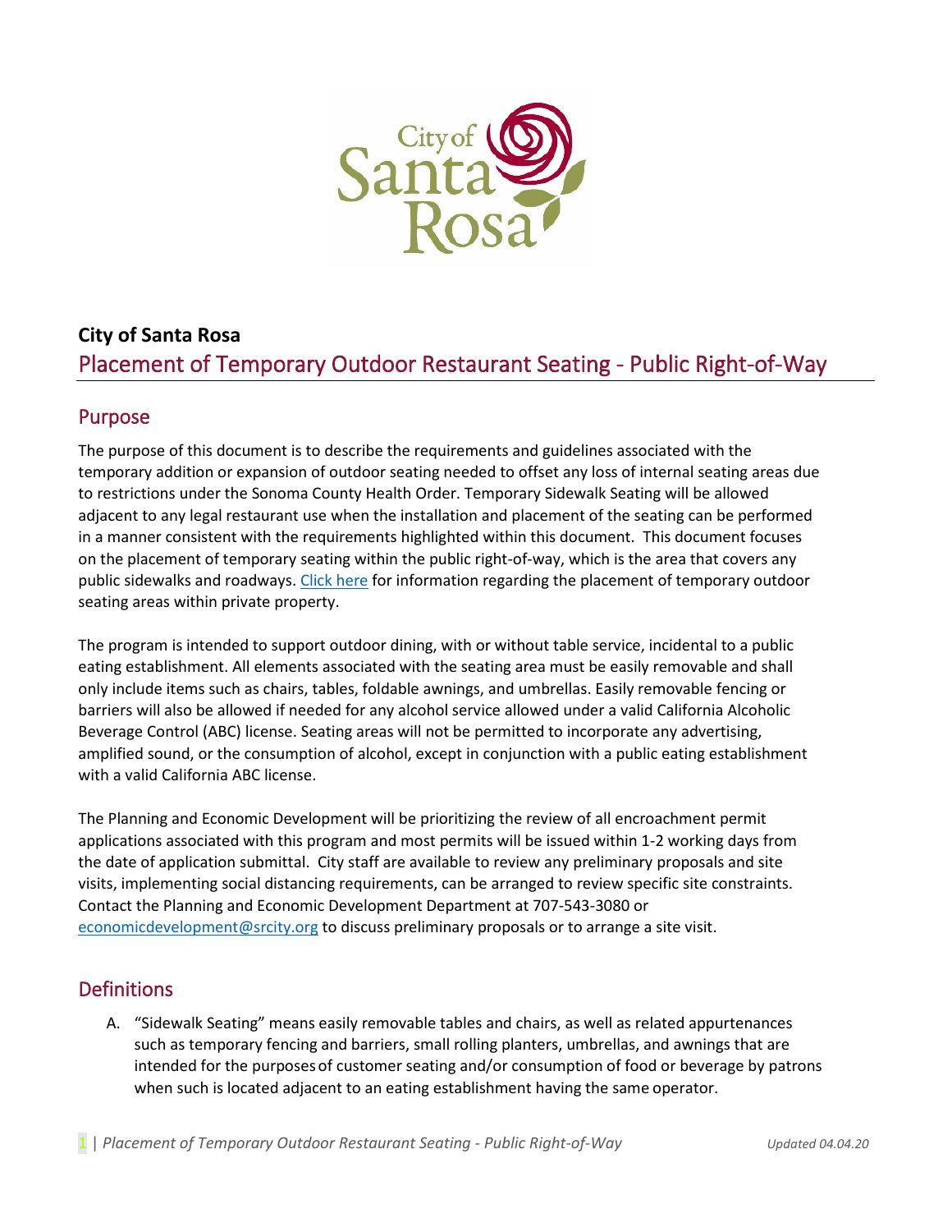**City of Santa Rosa**

# Placement of Temporary Outdoor Restaurant Seating - Public Right-of-Way

## Purpose

The purpose of this document is to describe the requirements and guidelines associated with the temporary addition or expansion of outdoor seating needed to offset any loss of internal seating areas due to restrictions under the Sonoma County Health Order. Temporary Sidewalk Seating will be allowed adjacent to any legal restaurant use when the installation and placement of the seating can be performed in a manner consistent with the requirements highlighted within this document. This document focuses on the placement of temporary seating within the public right-of-way, which is the area that covers any public sidewalks and roadways. Click here for information regarding the placement of temporary outdoor seating areas within private property.

The program is intended to support outdoor dining, with or without table service, incidental to a public eating establishment. All elements associated with the seating area must be easily removable and shall only include items such as chairs, tables, foldable awnings, and umbrellas. Easily removable fencing or barriers will also be allowed if needed for any alcohol service allowed under a valid California Alcoholic Beverage Control (ABC) license. Seating areas will not be permitted to incorporate any advertising, amplified sound, or the consumption of alcohol, except in conjunction with a public eating establishment with a valid California ABC license.

The Planning and Economic Development will be prioritizing the review of all encroachment permit applications associated with this program and most permits will be issued within 1-2 working days from the date of application submittal. City staff are available to review any preliminary proposals and site visits, implementing social distancing requirements, can be arranged to review specific site constraints. Contact the Planning and Economic Development Department at 707-543-3080 or economicdevelopment@srcity.org to discuss preliminary proposals or to arrange a site visit.

## Definitions

A. "Sidewalk Seating" means easily removable tables and chairs, as well as related appurtenances such as temporary fencing and barriers, small rolling planters, umbrellas, and awnings that are intended for the purposes of customer seating and/or consumption of food or beverage by patrons when such is located adjacent to an eating establishment having the same operator.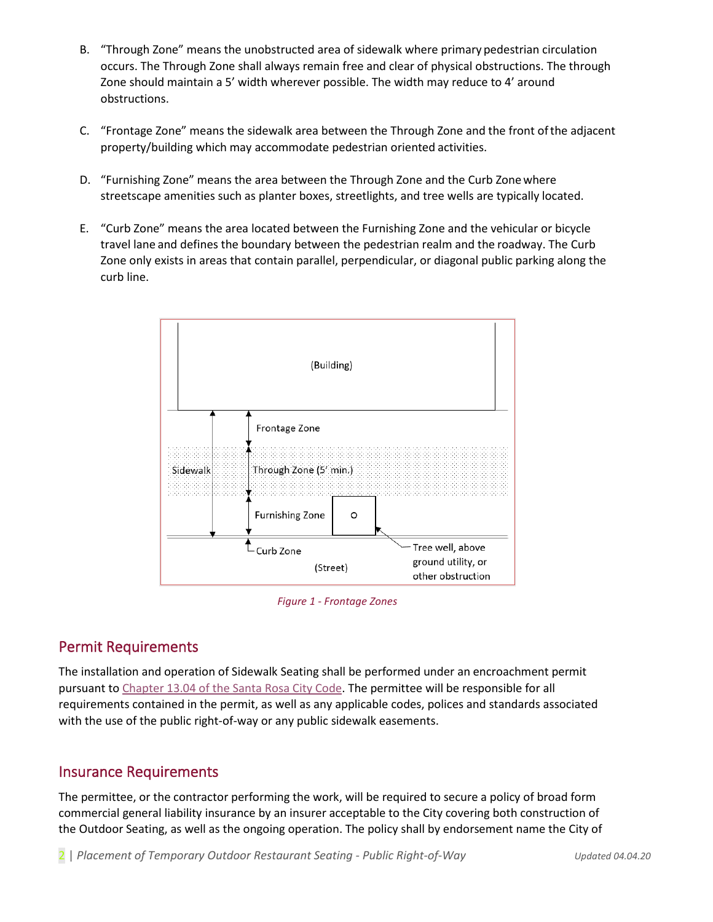B. "Through Zone" means the unobstructed area of sidewalk where primary pedestrian circulation occurs. The Through Zone shall always remain free and clear of physical obstructions. The through Zone should maintain a 5' width wherever possible. The width may reduce to 4' around obstructions.

C. "Frontage Zone" means the sidewalk area between the Through Zone and the front of the adjacent property/building which may accommodate pedestrian oriented activities.

D. "Furnishing Zone" means the area between the Through Zone and the Curb Zone where streetscape amenities such as planter boxes, streetlights, and tree wells are typically located.

E. "Curb Zone" means the area located between the Furnishing Zone and the vehicular or bicycle travel lane and defines the boundary between the pedestrian realm and the roadway. The Curb Zone only exists in areas that contain parallel, perpendicular, or diagonal public parking along the curb line.

(Building)

Frontage Zone

Sidewalk

Through Zone (5' min.)

Furnishing Zone

Curb Zone

(Street)

Tree well, above ground utility, or other obstruction

*Figure 1 - Frontage Zones*

## Permit Requirements

The installation and operation of Sidewalk Seating shall be performed under an encroachment permit pursuant to Chapter 13.04 of the Santa Rosa City Code. The permittee will be responsible for all requirements contained in the permit, as well as any applicable codes, polices and standards associated with the use of the public right-of-way or any public sidewalk easements.

## Insurance Requirements

The permittee, or the contractor performing the work, will be required to secure a policy of broad form commercial general liability insurance by an insurer acceptable to the City covering both construction of the Outdoor Seating, as well as the ongoing operation. The policy shall by endorsement name the City of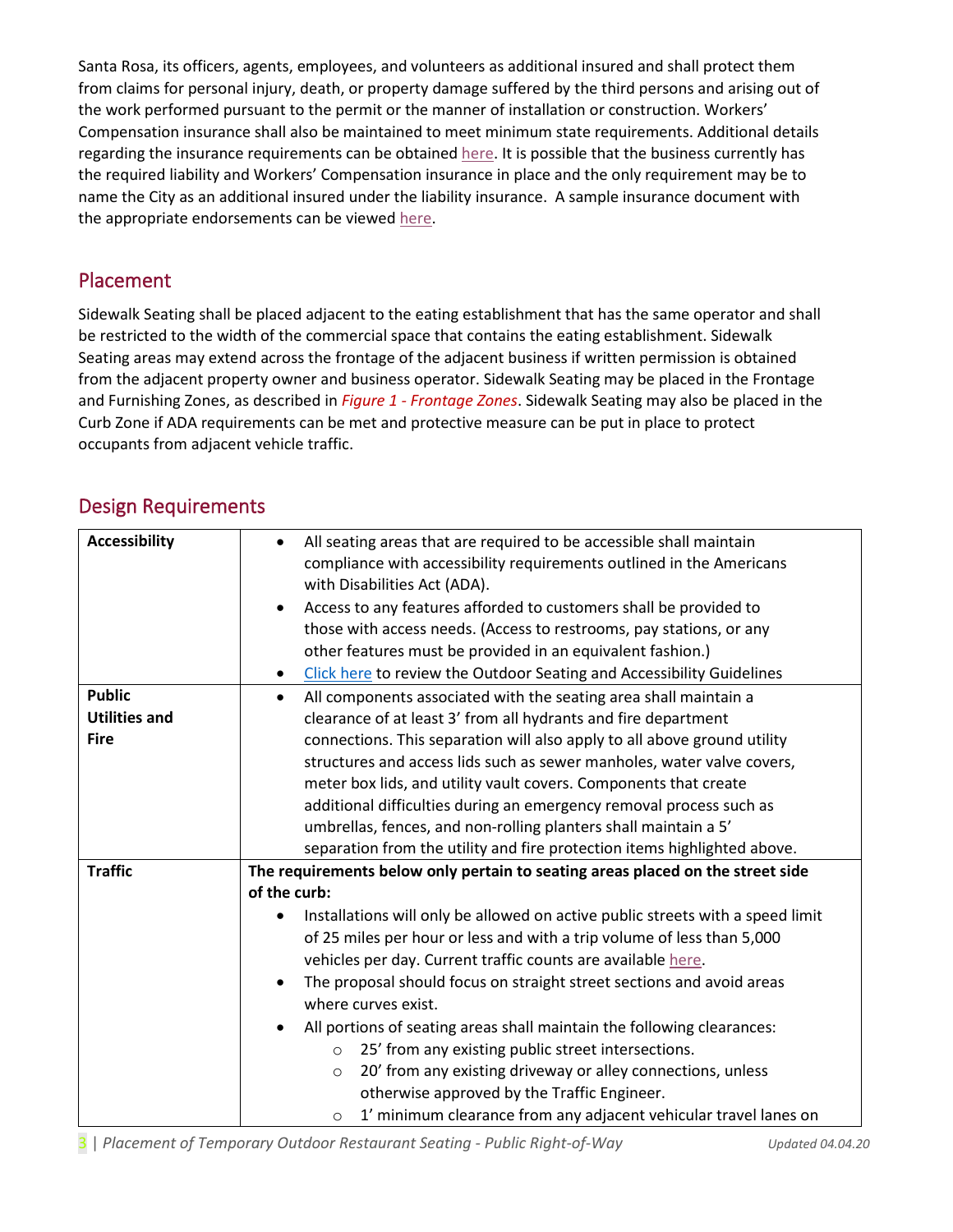Santa Rosa, its officers, agents, employees, and volunteers as additional insured and shall protect them from claims for personal injury, death, or property damage suffered by the third persons and arising out of the work performed pursuant to the permit or the manner of installation or construction. Workers' Compensation insurance shall also be maintained to meet minimum state requirements. Additional details regarding the insurance requirements can be obtained here. It is possible that the business currently has the required liability and Workers' Compensation insurance in place and the only requirement may be to name the City as an additional insured under the liability insurance. A sample insurance document with the appropriate endorsements can be viewed here.

## Placement

Sidewalk Seating shall be placed adjacent to the eating establishment that has the same operator and shall be restricted to the width of the commercial space that contains the eating establishment. Sidewalk Seating areas may extend across the frontage of the adjacent business if written permission is obtained from the adjacent property owner and business operator. Sidewalk Seating may be placed in the Frontage and Furnishing Zones, as described in *Figure 1 - Frontage Zones*. Sidewalk Seating may also be placed in the Curb Zone if ADA requirements can be met and protective measure can be put in place to protect occupants from adjacent vehicle traffic.

## Design Requirements

| | |
|---|---|
| **Accessibility** | • All seating areas that are required to be accessible shall maintain compliance with accessibility requirements outlined in the Americans with Disabilities Act (ADA).<br>• Access to any features afforded to customers shall be provided to those with access needs. (Access to restrooms, pay stations, or any other features must be provided in an equivalent fashion.)<br>• Click here to review the Outdoor Seating and Accessibility Guidelines |
| **Public Utilities and Fire** | • All components associated with the seating area shall maintain a clearance of at least 3' from all hydrants and fire department connections. This separation will also apply to all above ground utility structures and access lids such as sewer manholes, water valve covers, meter box lids, and utility vault covers. Components that create additional difficulties during an emergency removal process such as umbrellas, fences, and non-rolling planters shall maintain a 5' separation from the utility and fire protection items highlighted above. |
| **Traffic** | **The requirements below only pertain to seating areas placed on the street side of the curb:**<br>• Installations will only be allowed on active public streets with a speed limit of 25 miles per hour or less and with a trip volume of less than 5,000 vehicles per day. Current traffic counts are available here.<br>• The proposal should focus on straight street sections and avoid areas where curves exist.<br>• All portions of seating areas shall maintain the following clearances:<br>  ○ 25' from any existing public street intersections.<br>  ○ 20' from any existing driveway or alley connections, unless otherwise approved by the Traffic Engineer.<br>  ○ 1' minimum clearance from any adjacent vehicular travel lanes on |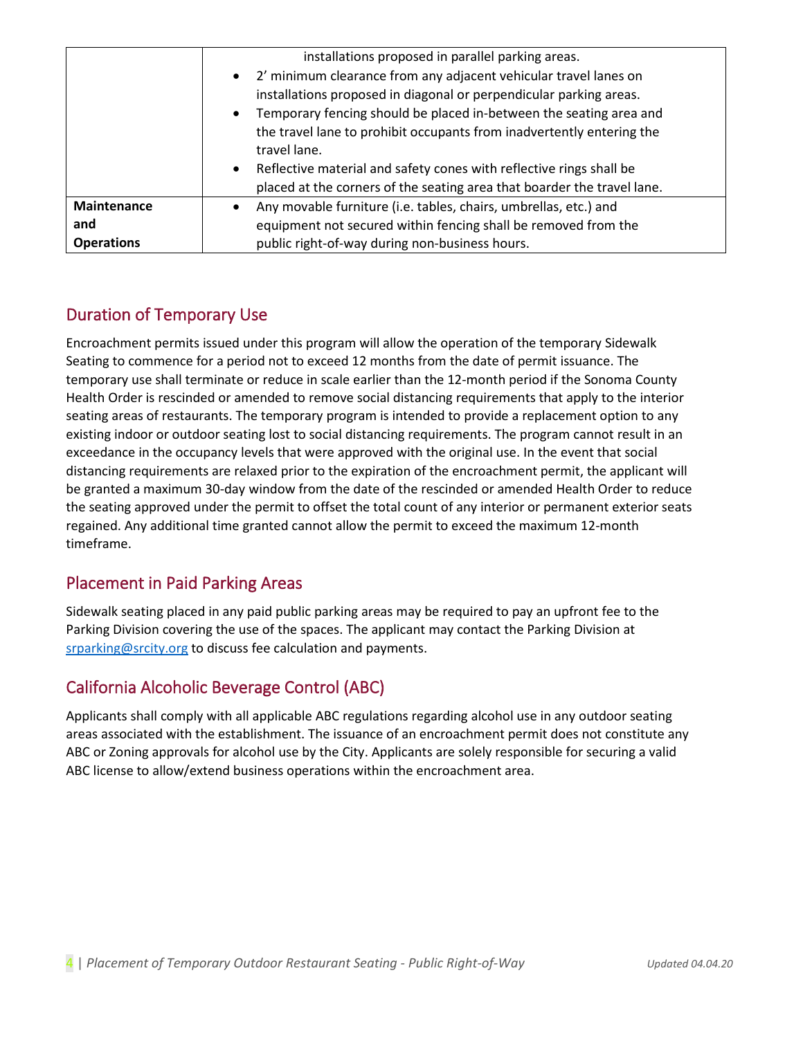| | |
|---|---|
| | installations proposed in parallel parking areas.<br>• 2' minimum clearance from any adjacent vehicular travel lanes on installations proposed in diagonal or perpendicular parking areas.<br>• Temporary fencing should be placed in-between the seating area and the travel lane to prohibit occupants from inadvertently entering the travel lane.<br>• Reflective material and safety cones with reflective rings shall be placed at the corners of the seating area that boarder the travel lane. |
| **Maintenance and Operations** | • Any movable furniture (i.e. tables, chairs, umbrellas, etc.) and equipment not secured within fencing shall be removed from the public right-of-way during non-business hours. |

## Duration of Temporary Use

Encroachment permits issued under this program will allow the operation of the temporary Sidewalk Seating to commence for a period not to exceed 12 months from the date of permit issuance. The temporary use shall terminate or reduce in scale earlier than the 12-month period if the Sonoma County Health Order is rescinded or amended to remove social distancing requirements that apply to the interior seating areas of restaurants. The temporary program is intended to provide a replacement option to any existing indoor or outdoor seating lost to social distancing requirements. The program cannot result in an exceedance in the occupancy levels that were approved with the original use. In the event that social distancing requirements are relaxed prior to the expiration of the encroachment permit, the applicant will be granted a maximum 30-day window from the date of the rescinded or amended Health Order to reduce the seating approved under the permit to offset the total count of any interior or permanent exterior seats regained. Any additional time granted cannot allow the permit to exceed the maximum 12-month timeframe.

## Placement in Paid Parking Areas

Sidewalk seating placed in any paid public parking areas may be required to pay an upfront fee to the Parking Division covering the use of the spaces. The applicant may contact the Parking Division at srparking@srcity.org to discuss fee calculation and payments.

## California Alcoholic Beverage Control (ABC)

Applicants shall comply with all applicable ABC regulations regarding alcohol use in any outdoor seating areas associated with the establishment. The issuance of an encroachment permit does not constitute any ABC or Zoning approvals for alcohol use by the City. Applicants are solely responsible for securing a valid ABC license to allow/extend business operations within the encroachment area.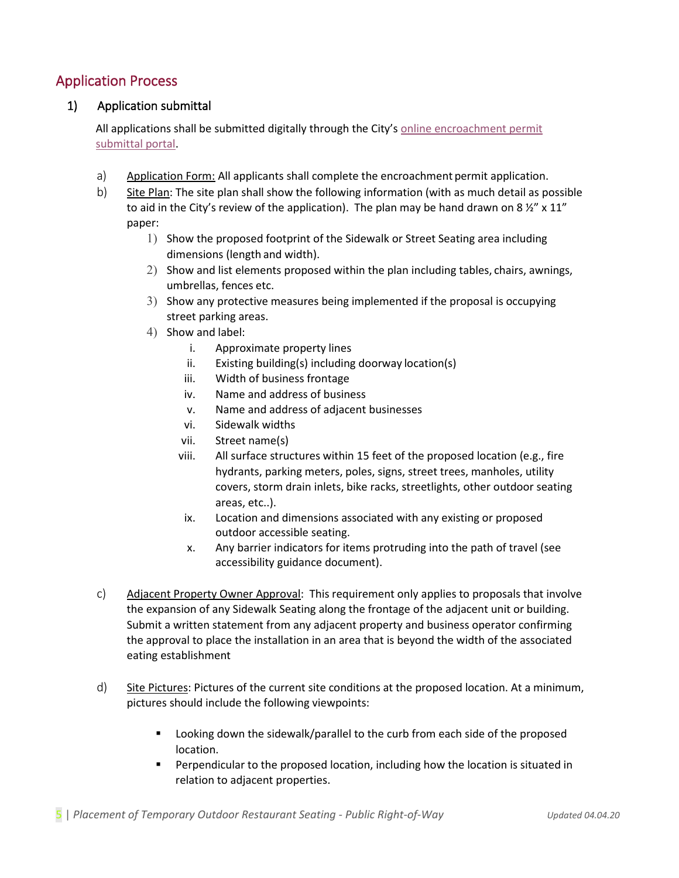## Application Process

### 1) Application submittal

All applications shall be submitted digitally through the City's online encroachment permit submittal portal.

a) Application Form: All applicants shall complete the encroachment permit application.

b) Site Plan: The site plan shall show the following information (with as much detail as possible to aid in the City's review of the application). The plan may be hand drawn on 8 ½" x 11" paper:

1) Show the proposed footprint of the Sidewalk or Street Seating area including dimensions (length and width).
2) Show and list elements proposed within the plan including tables, chairs, awnings, umbrellas, fences etc.
3) Show any protective measures being implemented if the proposal is occupying street parking areas.
4) Show and label:
    i. Approximate property lines
    ii. Existing building(s) including doorway location(s)
    iii. Width of business frontage
    iv. Name and address of business
    v. Name and address of adjacent businesses
    vi. Sidewalk widths
    vii. Street name(s)
    viii. All surface structures within 15 feet of the proposed location (e.g., fire hydrants, parking meters, poles, signs, street trees, manholes, utility covers, storm drain inlets, bike racks, streetlights, other outdoor seating areas, etc..).
    ix. Location and dimensions associated with any existing or proposed outdoor accessible seating.
    x. Any barrier indicators for items protruding into the path of travel (see accessibility guidance document).

c) Adjacent Property Owner Approval: This requirement only applies to proposals that involve the expansion of any Sidewalk Seating along the frontage of the adjacent unit or building. Submit a written statement from any adjacent property and business operator confirming the approval to place the installation in an area that is beyond the width of the associated eating establishment

d) Site Pictures: Pictures of the current site conditions at the proposed location. At a minimum, pictures should include the following viewpoints:

- Looking down the sidewalk/parallel to the curb from each side of the proposed location.
- Perpendicular to the proposed location, including how the location is situated in relation to adjacent properties.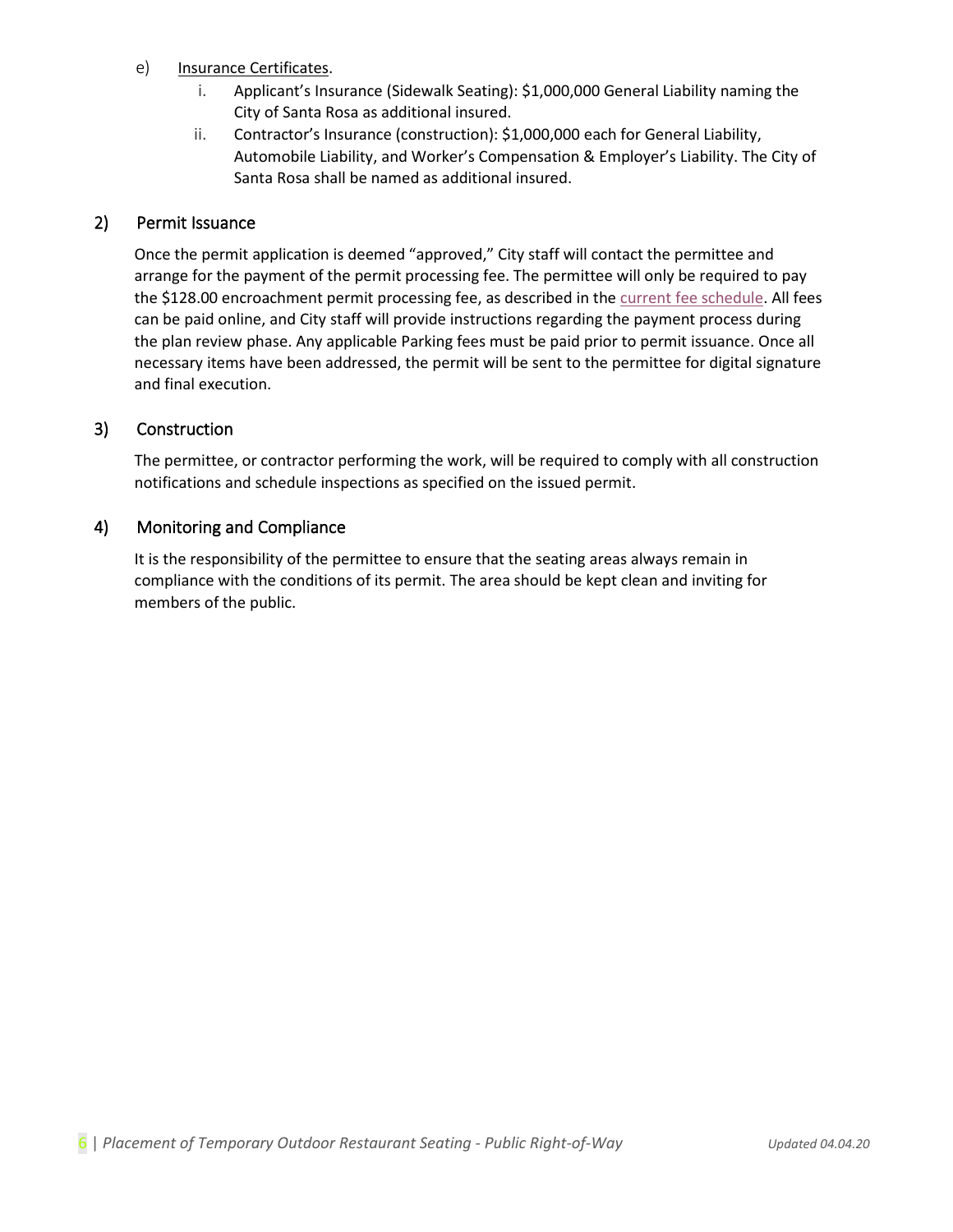e) <u>Insurance Certificates</u>.

   i. Applicant's Insurance (Sidewalk Seating): $1,000,000 General Liability naming the City of Santa Rosa as additional insured.

   ii. Contractor's Insurance (construction): $1,000,000 each for General Liability, Automobile Liability, and Worker's Compensation & Employer's Liability. The City of Santa Rosa shall be named as additional insured.

## 2) Permit Issuance

Once the permit application is deemed "approved," City staff will contact the permittee and arrange for the payment of the permit processing fee. The permittee will only be required to pay the $128.00 encroachment permit processing fee, as described in the current fee schedule. All fees can be paid online, and City staff will provide instructions regarding the payment process during the plan review phase. Any applicable Parking fees must be paid prior to permit issuance. Once all necessary items have been addressed, the permit will be sent to the permittee for digital signature and final execution.

## 3) Construction

The permittee, or contractor performing the work, will be required to comply with all construction notifications and schedule inspections as specified on the issued permit.

## 4) Monitoring and Compliance

It is the responsibility of the permittee to ensure that the seating areas always remain in compliance with the conditions of its permit. The area should be kept clean and inviting for members of the public.